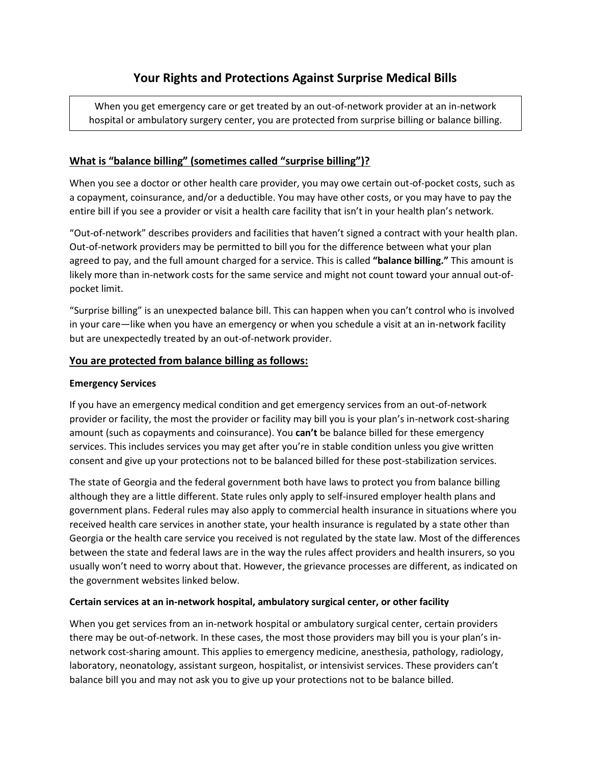# Your Rights and Protections Against Surprise Medical Bills

When you get emergency care or get treated by an out-of-network provider at an in-network hospital or ambulatory surgery center, you are protected from surprise billing or balance billing.

## What is "balance billing" (sometimes called "surprise billing")?

When you see a doctor or other health care provider, you may owe certain out-of-pocket costs, such as a copayment, coinsurance, and/or a deductible. You may have other costs, or you may have to pay the entire bill if you see a provider or visit a health care facility that isn't in your health plan's network.

"Out-of-network" describes providers and facilities that haven't signed a contract with your health plan. Out-of-network providers may be permitted to bill you for the difference between what your plan agreed to pay, and the full amount charged for a service. This is called **"balance billing."** This amount is likely more than in-network costs for the same service and might not count toward your annual out-of-pocket limit.

"Surprise billing" is an unexpected balance bill. This can happen when you can't control who is involved in your care—like when you have an emergency or when you schedule a visit at an in-network facility but are unexpectedly treated by an out-of-network provider.

## You are protected from balance billing as follows:

### Emergency Services

If you have an emergency medical condition and get emergency services from an out-of-network provider or facility, the most the provider or facility may bill you is your plan's in-network cost-sharing amount (such as copayments and coinsurance). You **can't** be balance billed for these emergency services. This includes services you may get after you're in stable condition unless you give written consent and give up your protections not to be balanced billed for these post-stabilization services.

The state of Georgia and the federal government both have laws to protect you from balance billing although they are a little different. State rules only apply to self-insured employer health plans and government plans. Federal rules may also apply to commercial health insurance in situations where you received health care services in another state, your health insurance is regulated by a state other than Georgia or the health care service you received is not regulated by the state law. Most of the differences between the state and federal laws are in the way the rules affect providers and health insurers, so you usually won't need to worry about that. However, the grievance processes are different, as indicated on the government websites linked below.

### Certain services at an in-network hospital, ambulatory surgical center, or other facility

When you get services from an in-network hospital or ambulatory surgical center, certain providers there may be out-of-network. In these cases, the most those providers may bill you is your plan's in-network cost-sharing amount. This applies to emergency medicine, anesthesia, pathology, radiology, laboratory, neonatology, assistant surgeon, hospitalist, or intensivist services. These providers can't balance bill you and may not ask you to give up your protections not to be balance billed.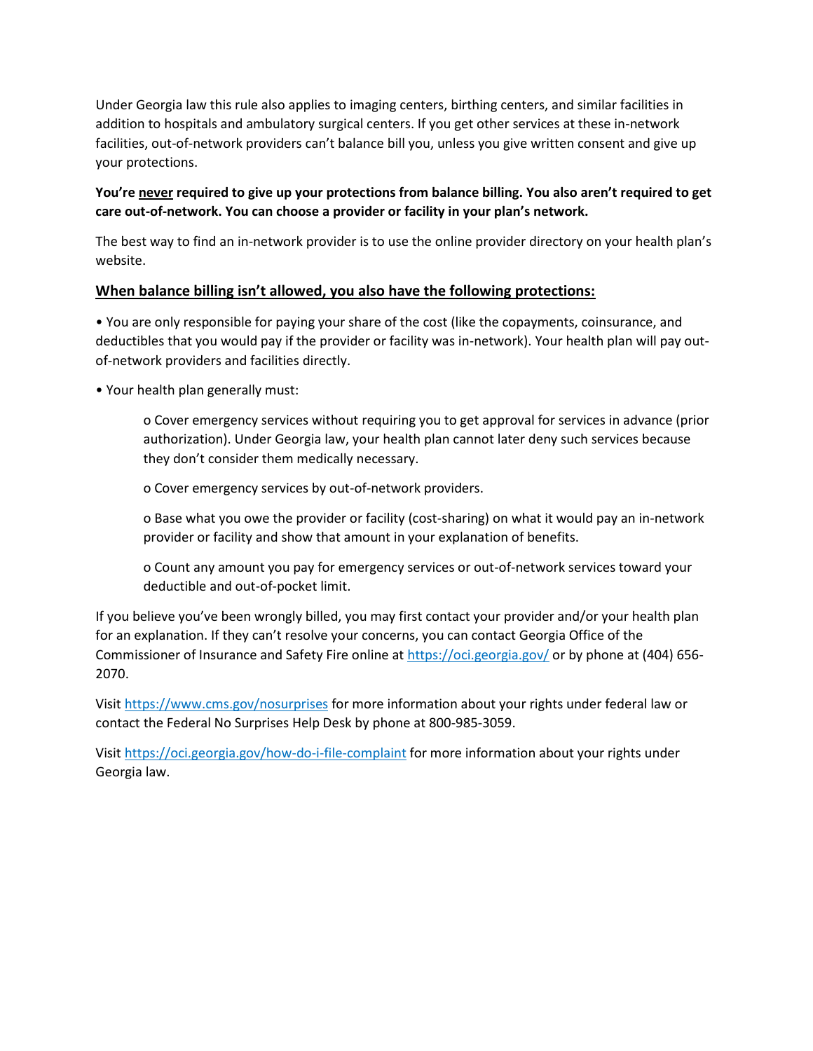Under Georgia law this rule also applies to imaging centers, birthing centers, and similar facilities in addition to hospitals and ambulatory surgical centers. If you get other services at these in-network facilities, out-of-network providers can't balance bill you, unless you give written consent and give up your protections.

**You're <u>never</u> required to give up your protections from balance billing. You also aren't required to get care out-of-network. You can choose a provider or facility in your plan's network.**

The best way to find an in-network provider is to use the online provider directory on your health plan's website.

## <u>When balance billing isn't allowed, you also have the following protections:</u>

- You are only responsible for paying your share of the cost (like the copayments, coinsurance, and deductibles that you would pay if the provider or facility was in-network). Your health plan will pay out-of-network providers and facilities directly.
- Your health plan generally must:
    - Cover emergency services without requiring you to get approval for services in advance (prior authorization). Under Georgia law, your health plan cannot later deny such services because they don't consider them medically necessary.
    - Cover emergency services by out-of-network providers.
    - Base what you owe the provider or facility (cost-sharing) on what it would pay an in-network provider or facility and show that amount in your explanation of benefits.
    - Count any amount you pay for emergency services or out-of-network services toward your deductible and out-of-pocket limit.

If you believe you've been wrongly billed, you may first contact your provider and/or your health plan for an explanation. If they can't resolve your concerns, you can contact Georgia Office of the Commissioner of Insurance and Safety Fire online at https://oci.georgia.gov/ or by phone at (404) 656-2070.

Visit https://www.cms.gov/nosurprises for more information about your rights under federal law or contact the Federal No Surprises Help Desk by phone at 800-985-3059.

Visit https://oci.georgia.gov/how-do-i-file-complaint for more information about your rights under Georgia law.